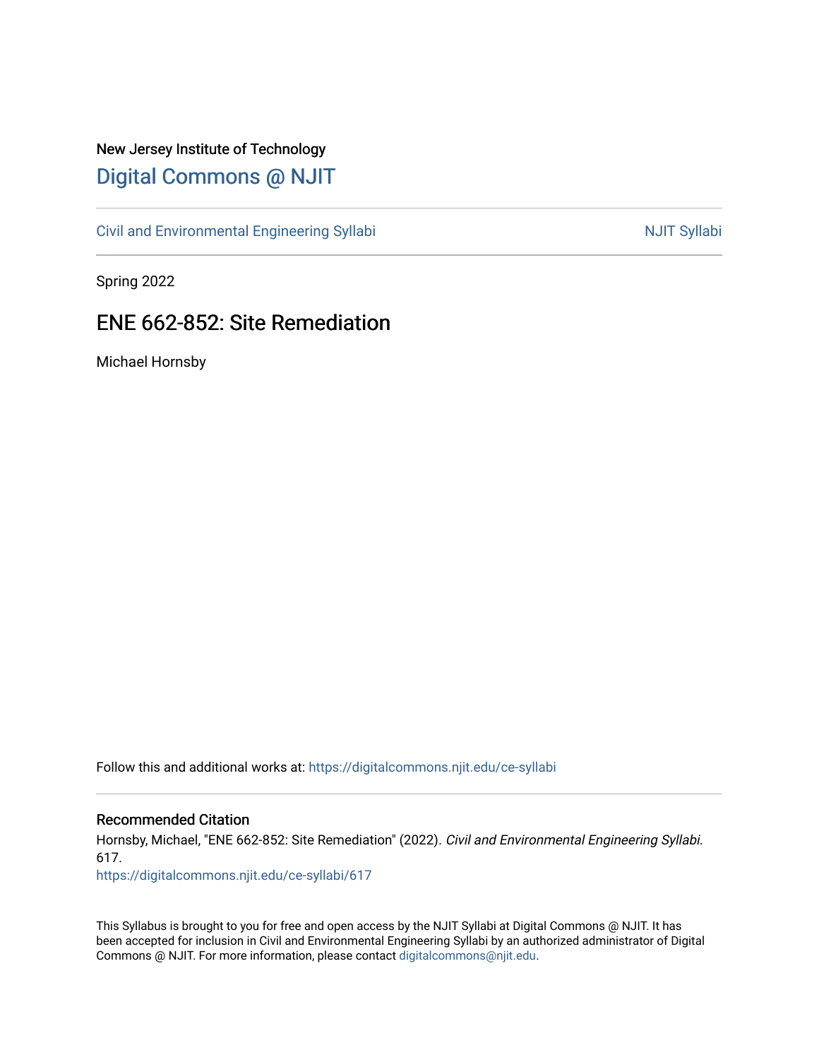New Jersey Institute of Technology

# Digital Commons @ NJIT

Civil and Environmental Engineering Syllabi | NJIT Syllabi

Spring 2022

## ENE 662-852: Site Remediation

Michael Hornsby

Follow this and additional works at: https://digitalcommons.njit.edu/ce-syllabi

### Recommended Citation

Hornsby, Michael, "ENE 662-852: Site Remediation" (2022). *Civil and Environmental Engineering Syllabi*. 617.
https://digitalcommons.njit.edu/ce-syllabi/617

This Syllabus is brought to you for free and open access by the NJIT Syllabi at Digital Commons @ NJIT. It has been accepted for inclusion in Civil and Environmental Engineering Syllabi by an authorized administrator of Digital Commons @ NJIT. For more information, please contact digitalcommons@njit.edu.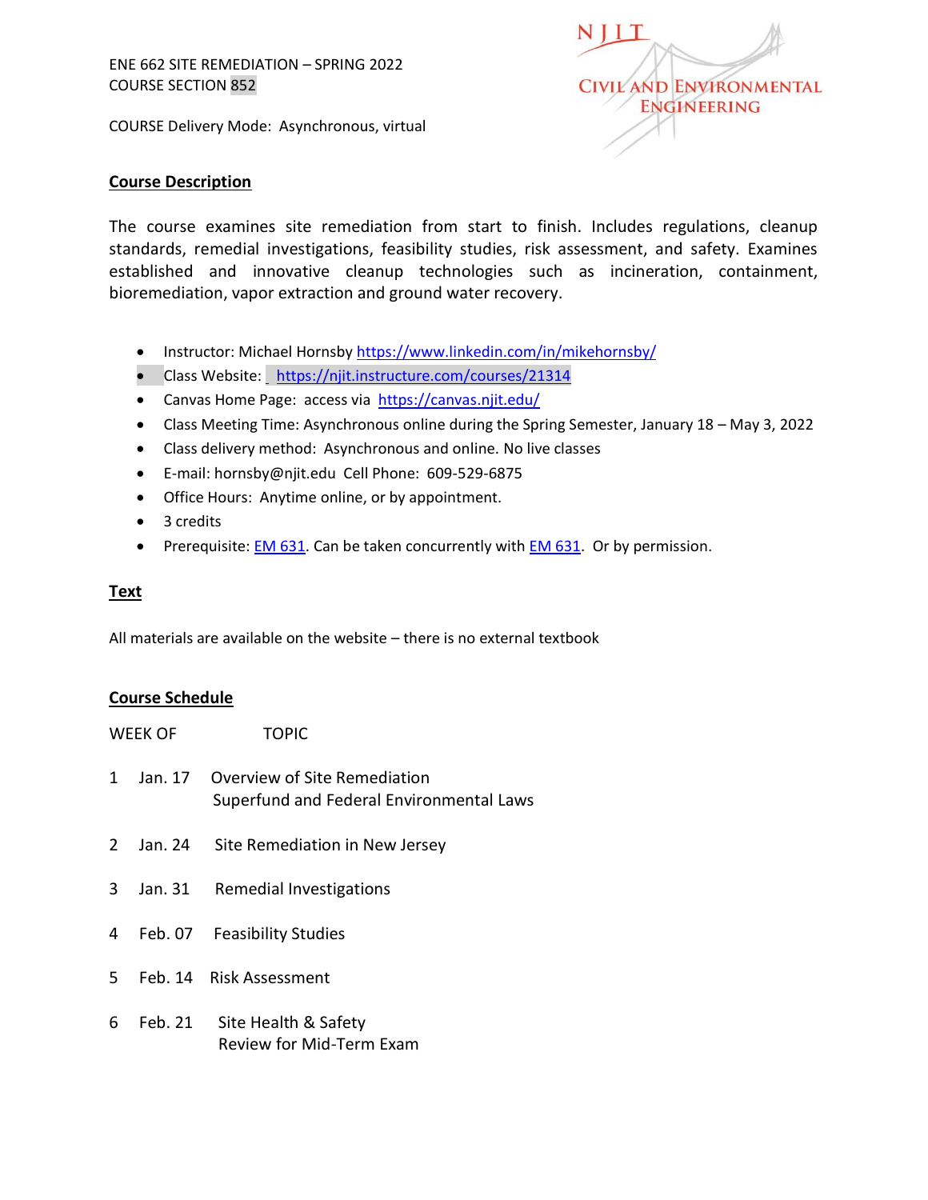ENE 662 SITE REMEDIATION – SPRING 2022
COURSE SECTION 852

COURSE Delivery Mode: Asynchronous, virtual

NJIT CIVIL AND ENVIRONMENTAL ENGINEERING

## Course Description

The course examines site remediation from start to finish. Includes regulations, cleanup standards, remedial investigations, feasibility studies, risk assessment, and safety. Examines established and innovative cleanup technologies such as incineration, containment, bioremediation, vapor extraction and ground water recovery.

- Instructor: Michael Hornsby https://www.linkedin.com/in/mikehornsby/
- Class Website: https://njit.instructure.com/courses/21314
- Canvas Home Page: access via https://canvas.njit.edu/
- Class Meeting Time: Asynchronous online during the Spring Semester, January 18 – May 3, 2022
- Class delivery method: Asynchronous and online. No live classes
- E-mail: hornsby@njit.edu Cell Phone: 609-529-6875
- Office Hours: Anytime online, or by appointment.
- 3 credits
- Prerequisite: EM 631. Can be taken concurrently with EM 631. Or by permission.

## Text

All materials are available on the website – there is no external textbook

## Course Schedule

| WEEK OF | | TOPIC |
|---|---|---|
| 1 | Jan. 17 | Overview of Site Remediation<br>Superfund and Federal Environmental Laws |
| 2 | Jan. 24 | Site Remediation in New Jersey |
| 3 | Jan. 31 | Remedial Investigations |
| 4 | Feb. 07 | Feasibility Studies |
| 5 | Feb. 14 | Risk Assessment |
| 6 | Feb. 21 | Site Health & Safety<br>Review for Mid-Term Exam |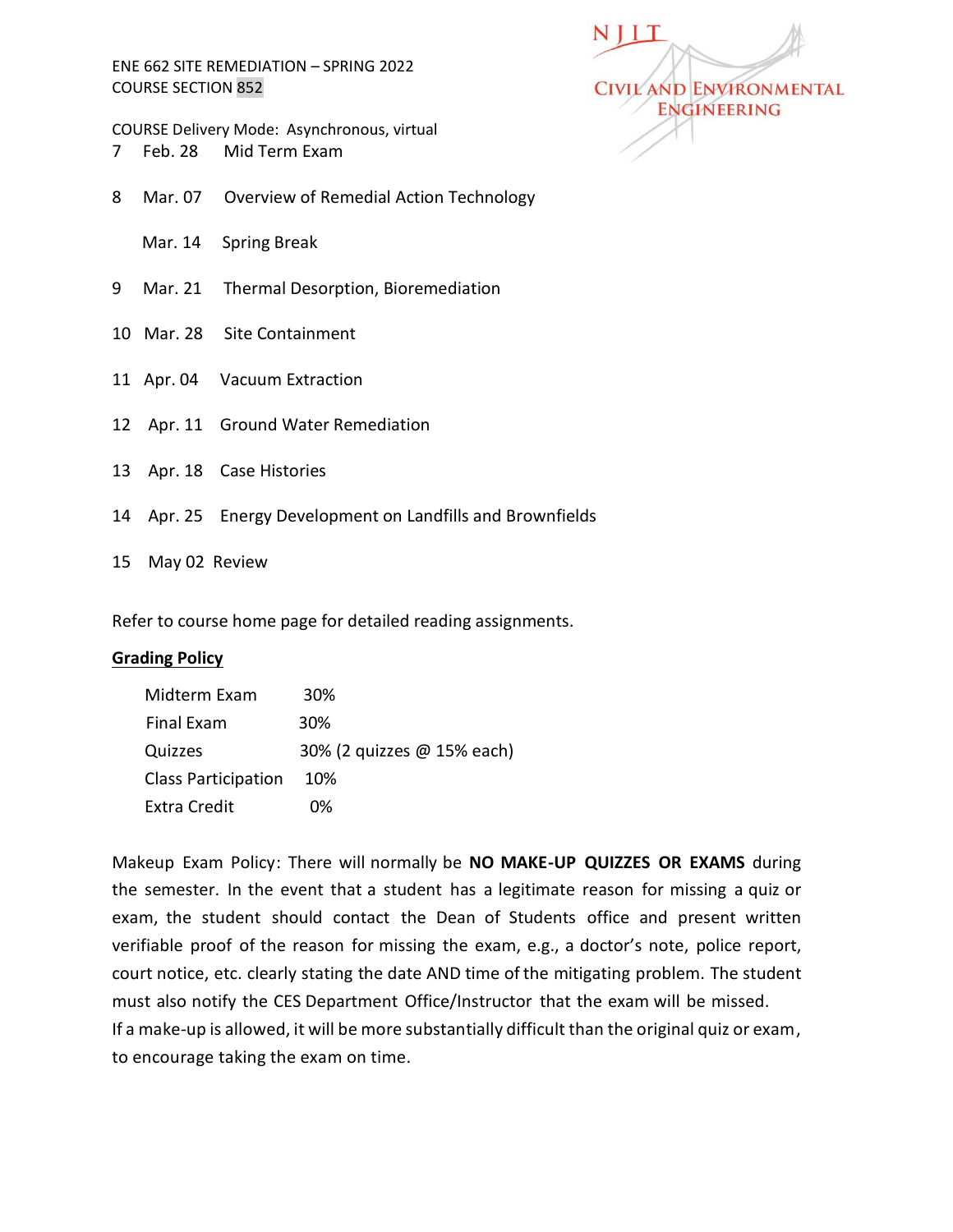| | | |
|---|---|---|
| 7 | Feb. 28 | Mid Term Exam |
| 8 | Mar. 07 | Overview of Remedial Action Technology |
| | Mar. 14 | Spring Break |
| 9 | Mar. 21 | Thermal Desorption, Bioremediation |
| 10 | Mar. 28 | Site Containment |
| 11 | Apr. 04 | Vacuum Extraction |
| 12 | Apr. 11 | Ground Water Remediation |
| 13 | Apr. 18 | Case Histories |
| 14 | Apr. 25 | Energy Development on Landfills and Brownfields |
| 15 | May 02 | Review |

Refer to course home page for detailed reading assignments.

## Grading Policy

| | |
|---|---|
| Midterm Exam | 30% |
| Final Exam | 30% |
| Quizzes | 30% (2 quizzes @ 15% each) |
| Class Participation | 10% |
| Extra Credit | 0% |

Makeup Exam Policy: There will normally be **NO MAKE-UP QUIZZES OR EXAMS** during the semester. In the event that a student has a legitimate reason for missing a quiz or exam, the student should contact the Dean of Students office and present written verifiable proof of the reason for missing the exam, e.g., a doctor's note, police report, court notice, etc. clearly stating the date AND time of the mitigating problem. The student must also notify the CES Department Office/Instructor that the exam will be missed.
If a make-up is allowed, it will be more substantially difficult than the original quiz or exam, to encourage taking the exam on time.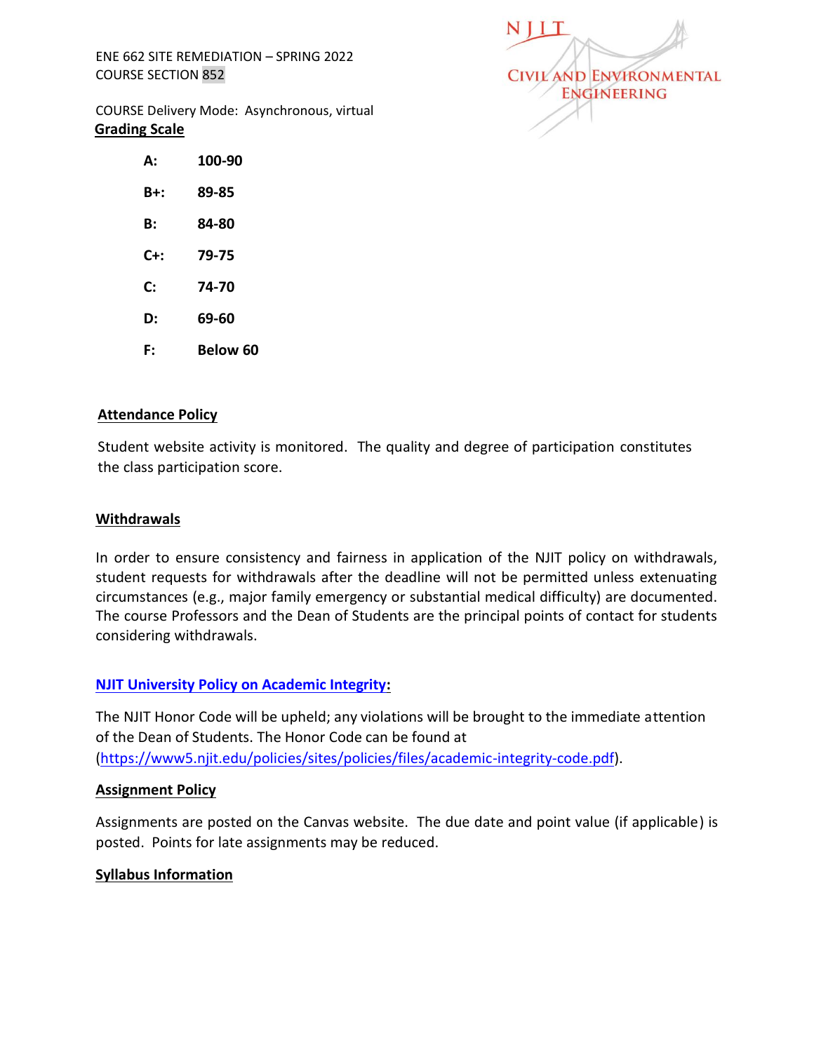ENE 662 SITE REMEDIATION – SPRING 2022
COURSE SECTION 852

COURSE Delivery Mode: Asynchronous, virtual

**Grading Scale**

| | |
|---|---|
| **A:** | **100-90** |
| **B+:** | **89-85** |
| **B:** | **84-80** |
| **C+:** | **79-75** |
| **C:** | **74-70** |
| **D:** | **69-60** |
| **F:** | **Below 60** |

**Attendance Policy**

Student website activity is monitored. The quality and degree of participation constitutes the class participation score.

**Withdrawals**

In order to ensure consistency and fairness in application of the NJIT policy on withdrawals, student requests for withdrawals after the deadline will not be permitted unless extenuating circumstances (e.g., major family emergency or substantial medical difficulty) are documented. The course Professors and the Dean of Students are the principal points of contact for students considering withdrawals.

**NJIT University Policy on Academic Integrity:**

The NJIT Honor Code will be upheld; any violations will be brought to the immediate attention of the Dean of Students. The Honor Code can be found at (https://www5.njit.edu/policies/sites/policies/files/academic-integrity-code.pdf).

**Assignment Policy**

Assignments are posted on the Canvas website. The due date and point value (if applicable) is posted. Points for late assignments may be reduced.

**Syllabus Information**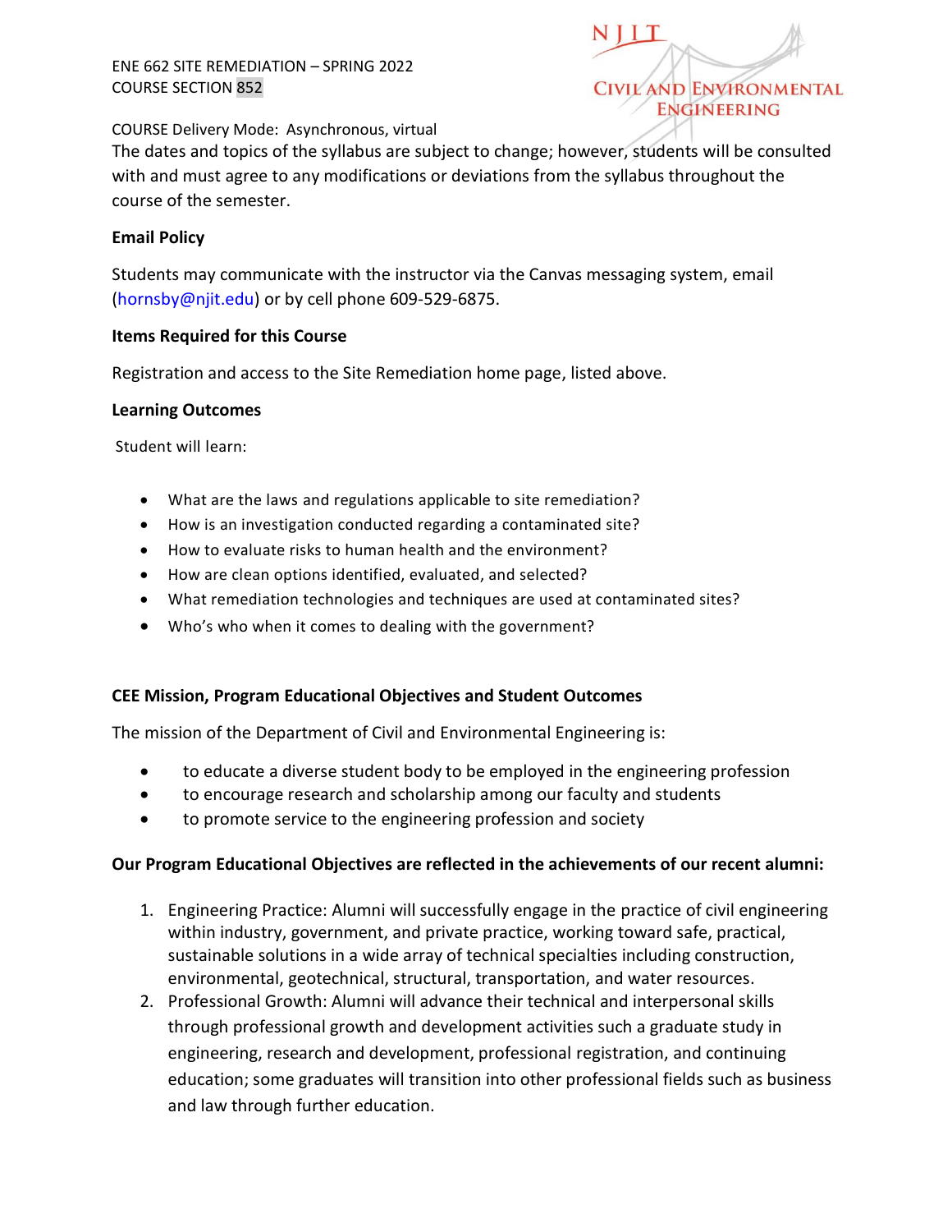ENE 662 SITE REMEDIATION – SPRING 2022
COURSE SECTION 852

COURSE Delivery Mode: Asynchronous, virtual

The dates and topics of the syllabus are subject to change; however, students will be consulted with and must agree to any modifications or deviations from the syllabus throughout the course of the semester.

**Email Policy**

Students may communicate with the instructor via the Canvas messaging system, email (hornsby@njit.edu) or by cell phone 609-529-6875.

**Items Required for this Course**

Registration and access to the Site Remediation home page, listed above.

**Learning Outcomes**

Student will learn:

- What are the laws and regulations applicable to site remediation?
- How is an investigation conducted regarding a contaminated site?
- How to evaluate risks to human health and the environment?
- How are clean options identified, evaluated, and selected?
- What remediation technologies and techniques are used at contaminated sites?
- Who's who when it comes to dealing with the government?

**CEE Mission, Program Educational Objectives and Student Outcomes**

The mission of the Department of Civil and Environmental Engineering is:

- to educate a diverse student body to be employed in the engineering profession
- to encourage research and scholarship among our faculty and students
- to promote service to the engineering profession and society

**Our Program Educational Objectives are reflected in the achievements of our recent alumni:**

1. Engineering Practice: Alumni will successfully engage in the practice of civil engineering within industry, government, and private practice, working toward safe, practical, sustainable solutions in a wide array of technical specialties including construction, environmental, geotechnical, structural, transportation, and water resources.
2. Professional Growth: Alumni will advance their technical and interpersonal skills through professional growth and development activities such a graduate study in engineering, research and development, professional registration, and continuing education; some graduates will transition into other professional fields such as business and law through further education.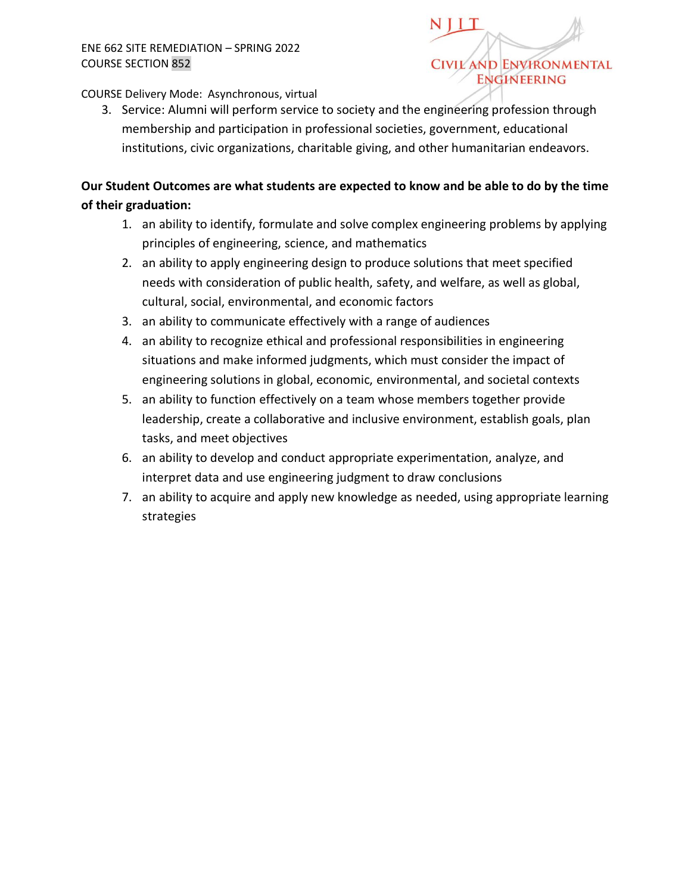3. Service: Alumni will perform service to society and the engineering profession through membership and participation in professional societies, government, educational institutions, civic organizations, charitable giving, and other humanitarian endeavors.

**Our Student Outcomes are what students are expected to know and be able to do by the time of their graduation:**

1. an ability to identify, formulate and solve complex engineering problems by applying principles of engineering, science, and mathematics
2. an ability to apply engineering design to produce solutions that meet specified needs with consideration of public health, safety, and welfare, as well as global, cultural, social, environmental, and economic factors
3. an ability to communicate effectively with a range of audiences
4. an ability to recognize ethical and professional responsibilities in engineering situations and make informed judgments, which must consider the impact of engineering solutions in global, economic, environmental, and societal contexts
5. an ability to function effectively on a team whose members together provide leadership, create a collaborative and inclusive environment, establish goals, plan tasks, and meet objectives
6. an ability to develop and conduct appropriate experimentation, analyze, and interpret data and use engineering judgment to draw conclusions
7. an ability to acquire and apply new knowledge as needed, using appropriate learning strategies